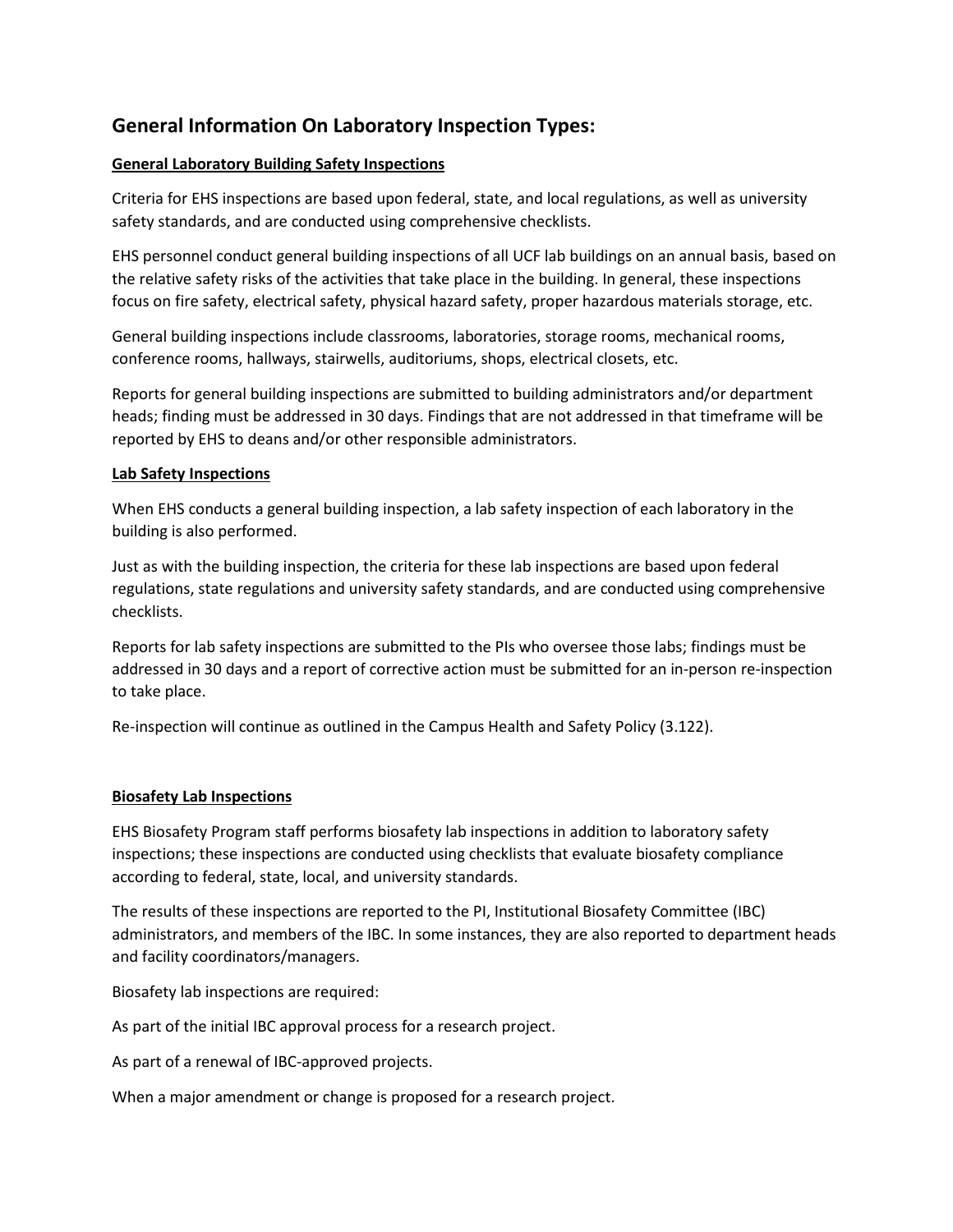# General Information On Laboratory Inspection Types:

**General Laboratory Building Safety Inspections**

Criteria for EHS inspections are based upon federal, state, and local regulations, as well as university safety standards, and are conducted using comprehensive checklists.

EHS personnel conduct general building inspections of all UCF lab buildings on an annual basis, based on the relative safety risks of the activities that take place in the building. In general, these inspections focus on fire safety, electrical safety, physical hazard safety, proper hazardous materials storage, etc.

General building inspections include classrooms, laboratories, storage rooms, mechanical rooms, conference rooms, hallways, stairwells, auditoriums, shops, electrical closets, etc.

Reports for general building inspections are submitted to building administrators and/or department heads; finding must be addressed in 30 days. Findings that are not addressed in that timeframe will be reported by EHS to deans and/or other responsible administrators.

**Lab Safety Inspections**

When EHS conducts a general building inspection, a lab safety inspection of each laboratory in the building is also performed.

Just as with the building inspection, the criteria for these lab inspections are based upon federal regulations, state regulations and university safety standards, and are conducted using comprehensive checklists.

Reports for lab safety inspections are submitted to the PIs who oversee those labs; findings must be addressed in 30 days and a report of corrective action must be submitted for an in-person re-inspection to take place.

Re-inspection will continue as outlined in the Campus Health and Safety Policy (3.122).

**Biosafety Lab Inspections**

EHS Biosafety Program staff performs biosafety lab inspections in addition to laboratory safety inspections; these inspections are conducted using checklists that evaluate biosafety compliance according to federal, state, local, and university standards.

The results of these inspections are reported to the PI, Institutional Biosafety Committee (IBC) administrators, and members of the IBC. In some instances, they are also reported to department heads and facility coordinators/managers.

Biosafety lab inspections are required:

As part of the initial IBC approval process for a research project.

As part of a renewal of IBC-approved projects.

When a major amendment or change is proposed for a research project.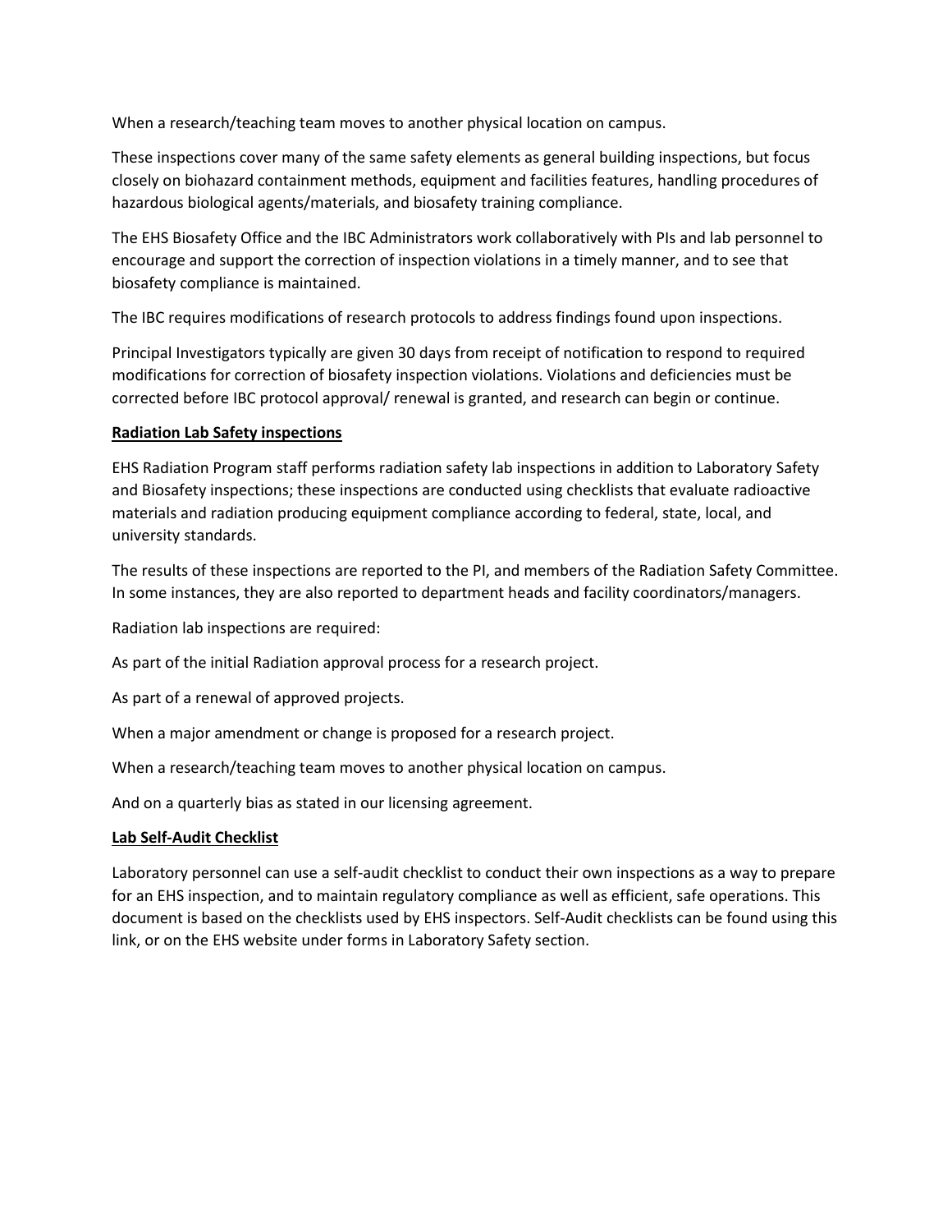When a research/teaching team moves to another physical location on campus.

These inspections cover many of the same safety elements as general building inspections, but focus closely on biohazard containment methods, equipment and facilities features, handling procedures of hazardous biological agents/materials, and biosafety training compliance.

The EHS Biosafety Office and the IBC Administrators work collaboratively with PIs and lab personnel to encourage and support the correction of inspection violations in a timely manner, and to see that biosafety compliance is maintained.

The IBC requires modifications of research protocols to address findings found upon inspections.

Principal Investigators typically are given 30 days from receipt of notification to respond to required modifications for correction of biosafety inspection violations. Violations and deficiencies must be corrected before IBC protocol approval/ renewal is granted, and research can begin or continue.

**Radiation Lab Safety inspections**

EHS Radiation Program staff performs radiation safety lab inspections in addition to Laboratory Safety and Biosafety inspections; these inspections are conducted using checklists that evaluate radioactive materials and radiation producing equipment compliance according to federal, state, local, and university standards.

The results of these inspections are reported to the PI, and members of the Radiation Safety Committee. In some instances, they are also reported to department heads and facility coordinators/managers.

Radiation lab inspections are required:

As part of the initial Radiation approval process for a research project.

As part of a renewal of approved projects.

When a major amendment or change is proposed for a research project.

When a research/teaching team moves to another physical location on campus.

And on a quarterly bias as stated in our licensing agreement.

**Lab Self-Audit Checklist**

Laboratory personnel can use a self-audit checklist to conduct their own inspections as a way to prepare for an EHS inspection, and to maintain regulatory compliance as well as efficient, safe operations. This document is based on the checklists used by EHS inspectors. Self-Audit checklists can be found using this link, or on the EHS website under forms in Laboratory Safety section.